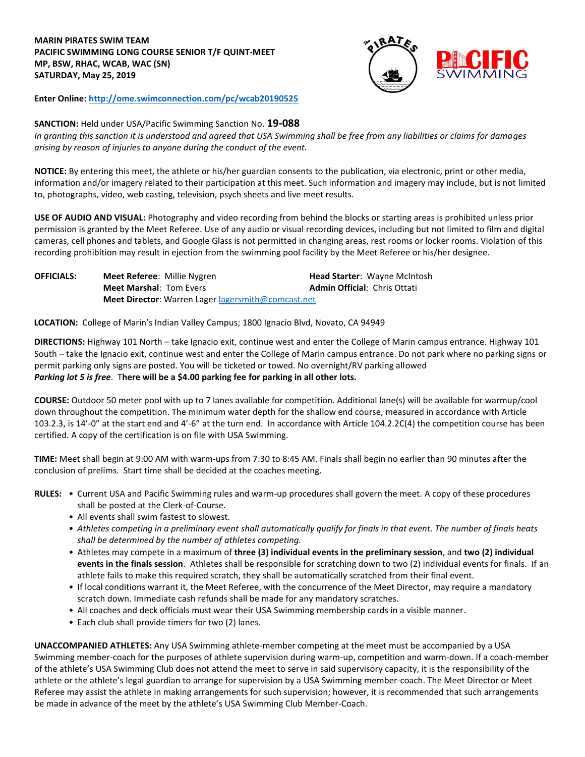**MARIN PIRATES SWIM TEAM**
**PACIFIC SWIMMING LONG COURSE SENIOR T/F QUINT-MEET**
**MP, BSW, RHAC, WCAB, WAC (SN)**
**SATURDAY, May 25, 2019**

**Enter Online:** [http://ome.swimconnection.com/pc/wcab20190525](http://ome.swimconnection.com/pc/wcab20190525)

**SANCTION:** Held under USA/Pacific Swimming Sanction No. **19-088**
*In granting this sanction it is understood and agreed that USA Swimming shall be free from any liabilities or claims for damages arising by reason of injuries to anyone during the conduct of the event.*

**NOTICE:** By entering this meet, the athlete or his/her guardian consents to the publication, via electronic, print or other media, information and/or imagery related to their participation at this meet. Such information and imagery may include, but is not limited to, photographs, video, web casting, television, psych sheets and live meet results.

**USE OF AUDIO AND VISUAL:** Photography and video recording from behind the blocks or starting areas is prohibited unless prior permission is granted by the Meet Referee. Use of any audio or visual recording devices, including but not limited to film and digital cameras, cell phones and tablets, and Google Glass is not permitted in changing areas, rest rooms or locker rooms. Violation of this recording prohibition may result in ejection from the swimming pool facility by the Meet Referee or his/her designee.

**OFFICIALS:**
**Meet Referee**: Millie Nygren
**Head Starter**: Wayne McIntosh
**Meet Marshal**: Tom Evers
**Admin Official**: Chris Ottati
**Meet Director**: Warren Lager [lagersmith@comcast.net](mailto:lagersmith@comcast.net)

**LOCATION:** College of Marin's Indian Valley Campus; 1800 Ignacio Blvd, Novato, CA 94949

**DIRECTIONS:** Highway 101 North – take Ignacio exit, continue west and enter the College of Marin campus entrance. Highway 101 South – take the Ignacio exit, continue west and enter the College of Marin campus entrance. Do not park where no parking signs or permit parking only signs are posted. You will be ticketed or towed. No overnight/RV parking allowed
***Parking lot 5 is free***. T**here will be a $4.00 parking fee for parking in all other lots.**

**COURSE:** Outdoor 50 meter pool with up to 7 lanes available for competition. Additional lane(s) will be available for warmup/cool down throughout the competition. The minimum water depth for the shallow end course, measured in accordance with Article 103.2.3, is 14'-0" at the start end and 4'-6" at the turn end. In accordance with Article 104.2.2C(4) the competition course has been certified. A copy of the certification is on file with USA Swimming.

**TIME:** Meet shall begin at 9:00 AM with warm-ups from 7:30 to 8:45 AM. Finals shall begin no earlier than 90 minutes after the conclusion of prelims. Start time shall be decided at the coaches meeting.

**RULES:**
- Current USA and Pacific Swimming rules and warm-up procedures shall govern the meet. A copy of these procedures shall be posted at the Clerk-of-Course.
- All events shall swim fastest to slowest.
- *Athletes competing in a preliminary event shall automatically qualify for finals in that event. The number of finals heats shall be determined by the number of athletes competing.*
- Athletes may compete in a maximum of **three (3) individual events in the preliminary session**, and **two (2) individual events in the finals session**. Athletes shall be responsible for scratching down to two (2) individual events for finals. If an athlete fails to make this required scratch, they shall be automatically scratched from their final event.
- If local conditions warrant it, the Meet Referee, with the concurrence of the Meet Director, may require a mandatory scratch down. Immediate cash refunds shall be made for any mandatory scratches.
- All coaches and deck officials must wear their USA Swimming membership cards in a visible manner.
- Each club shall provide timers for two (2) lanes.

**UNACCOMPANIED ATHLETES:** Any USA Swimming athlete-member competing at the meet must be accompanied by a USA Swimming member-coach for the purposes of athlete supervision during warm-up, competition and warm-down. If a coach-member of the athlete's USA Swimming Club does not attend the meet to serve in said supervisory capacity, it is the responsibility of the athlete or the athlete's legal guardian to arrange for supervision by a USA Swimming member-coach. The Meet Director or Meet Referee may assist the athlete in making arrangements for such supervision; however, it is recommended that such arrangements be made in advance of the meet by the athlete's USA Swimming Club Member-Coach.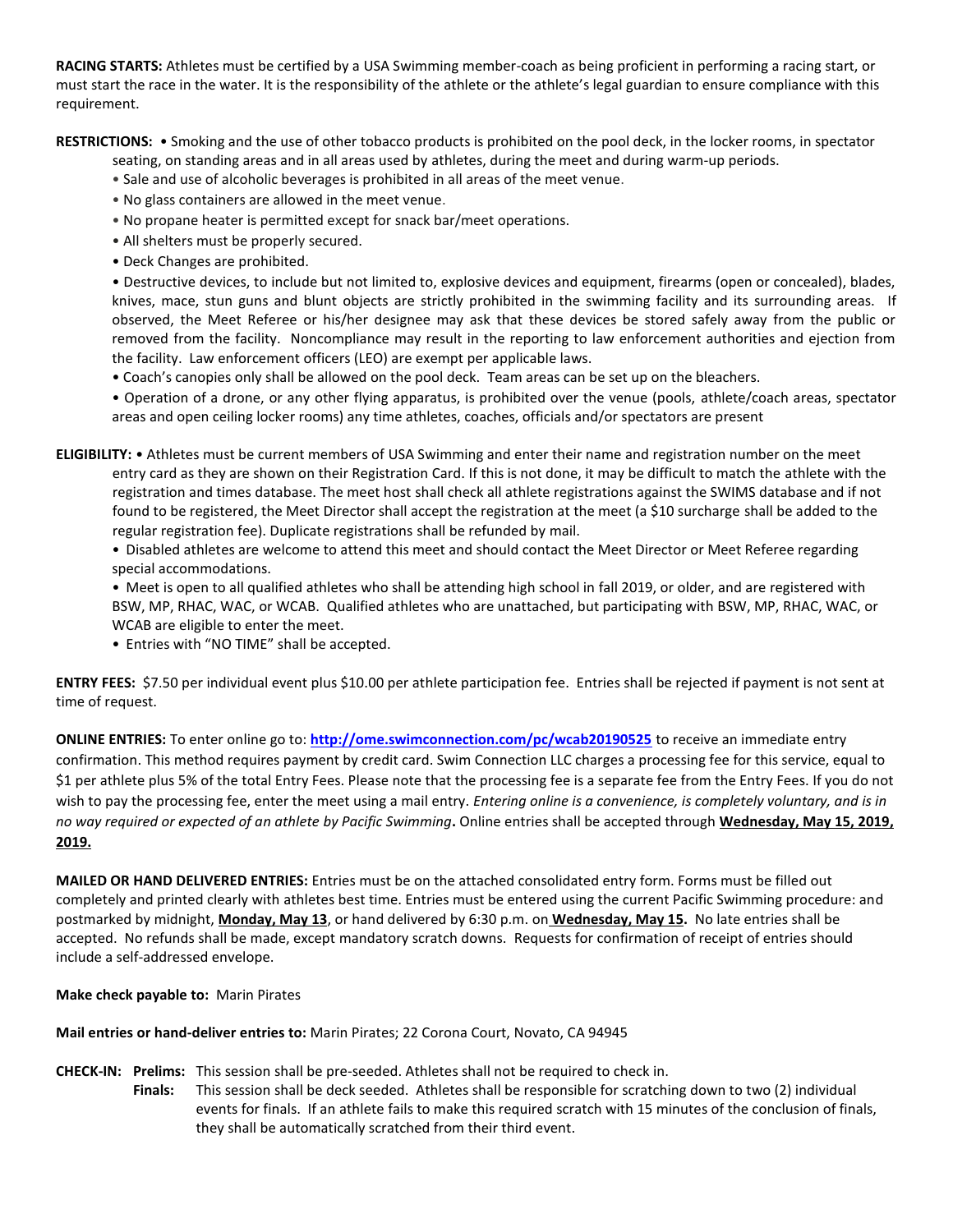**RACING STARTS:** Athletes must be certified by a USA Swimming member-coach as being proficient in performing a racing start, or must start the race in the water. It is the responsibility of the athlete or the athlete's legal guardian to ensure compliance with this requirement.

**RESTRICTIONS:** • Smoking and the use of other tobacco products is prohibited on the pool deck, in the locker rooms, in spectator seating, on standing areas and in all areas used by athletes, during the meet and during warm-up periods.

- Sale and use of alcoholic beverages is prohibited in all areas of the meet venue.
- No glass containers are allowed in the meet venue.
- No propane heater is permitted except for snack bar/meet operations.
- All shelters must be properly secured.
- Deck Changes are prohibited.
- Destructive devices, to include but not limited to, explosive devices and equipment, firearms (open or concealed), blades, knives, mace, stun guns and blunt objects are strictly prohibited in the swimming facility and its surrounding areas. If observed, the Meet Referee or his/her designee may ask that these devices be stored safely away from the public or removed from the facility. Noncompliance may result in the reporting to law enforcement authorities and ejection from the facility. Law enforcement officers (LEO) are exempt per applicable laws.
- Coach's canopies only shall be allowed on the pool deck. Team areas can be set up on the bleachers.
- Operation of a drone, or any other flying apparatus, is prohibited over the venue (pools, athlete/coach areas, spectator areas and open ceiling locker rooms) any time athletes, coaches, officials and/or spectators are present

**ELIGIBILITY:** • Athletes must be current members of USA Swimming and enter their name and registration number on the meet entry card as they are shown on their Registration Card. If this is not done, it may be difficult to match the athlete with the registration and times database. The meet host shall check all athlete registrations against the SWIMS database and if not found to be registered, the Meet Director shall accept the registration at the meet (a $10 surcharge shall be added to the regular registration fee). Duplicate registrations shall be refunded by mail.

- Disabled athletes are welcome to attend this meet and should contact the Meet Director or Meet Referee regarding special accommodations.
- Meet is open to all qualified athletes who shall be attending high school in fall 2019, or older, and are registered with BSW, MP, RHAC, WAC, or WCAB. Qualified athletes who are unattached, but participating with BSW, MP, RHAC, WAC, or WCAB are eligible to enter the meet.
- Entries with "NO TIME" shall be accepted.

**ENTRY FEES:** $7.50 per individual event plus $10.00 per athlete participation fee. Entries shall be rejected if payment is not sent at time of request.

**ONLINE ENTRIES:** To enter online go to: **http://ome.swimconnection.com/pc/wcab20190525** to receive an immediate entry confirmation. This method requires payment by credit card. Swim Connection LLC charges a processing fee for this service, equal to $1 per athlete plus 5% of the total Entry Fees. Please note that the processing fee is a separate fee from the Entry Fees. If you do not wish to pay the processing fee, enter the meet using a mail entry. *Entering online is a convenience, is completely voluntary, and is in no way required or expected of an athlete by Pacific Swimming***.** Online entries shall be accepted through **Wednesday, May 15, 2019, 2019.**

**MAILED OR HAND DELIVERED ENTRIES:** Entries must be on the attached consolidated entry form. Forms must be filled out completely and printed clearly with athletes best time. Entries must be entered using the current Pacific Swimming procedure: and postmarked by midnight, **Monday, May 13**, or hand delivered by 6:30 p.m. on **Wednesday, May 15.** No late entries shall be accepted. No refunds shall be made, except mandatory scratch downs. Requests for confirmation of receipt of entries should include a self-addressed envelope.

**Make check payable to:** Marin Pirates

**Mail entries or hand-deliver entries to:** Marin Pirates; 22 Corona Court, Novato, CA 94945

**CHECK-IN:** **Prelims:** This session shall be pre-seeded. Athletes shall not be required to check in.

**Finals:** This session shall be deck seeded. Athletes shall be responsible for scratching down to two (2) individual events for finals. If an athlete fails to make this required scratch with 15 minutes of the conclusion of finals, they shall be automatically scratched from their third event.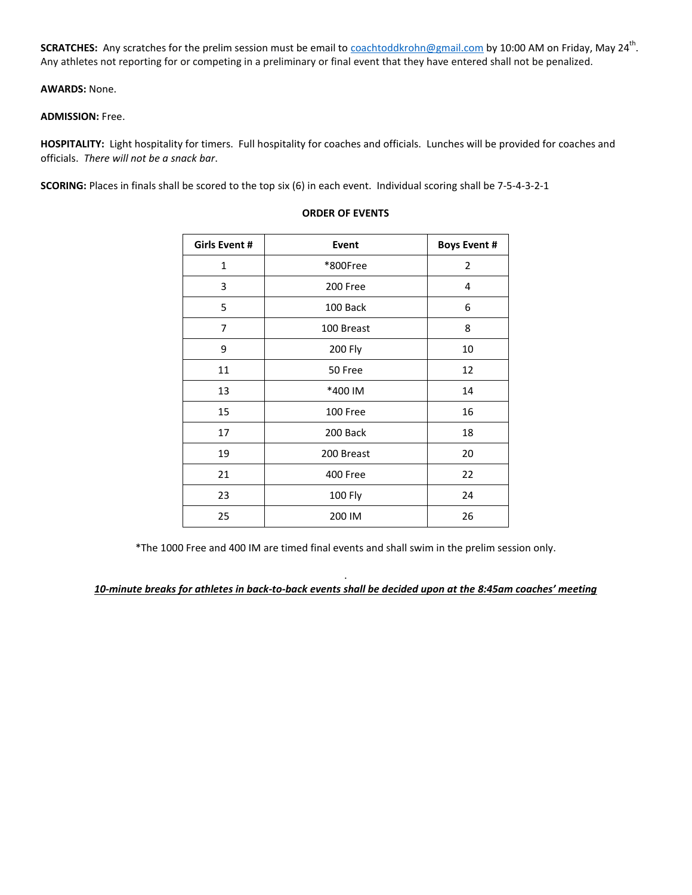**SCRATCHES:** Any scratches for the prelim session must be email to coachtoddkrohn@gmail.com by 10:00 AM on Friday, May 24th. Any athletes not reporting for or competing in a preliminary or final event that they have entered shall not be penalized.

**AWARDS:** None.

**ADMISSION:** Free.

**HOSPITALITY:** Light hospitality for timers. Full hospitality for coaches and officials. Lunches will be provided for coaches and officials. *There will not be a snack bar*.

**SCORING:** Places in finals shall be scored to the top six (6) in each event. Individual scoring shall be 7-5-4-3-2-1

**ORDER OF EVENTS**

| Girls Event # | Event | Boys Event # |
|---|---|---|
| 1 | *800Free | 2 |
| 3 | 200 Free | 4 |
| 5 | 100 Back | 6 |
| 7 | 100 Breast | 8 |
| 9 | 200 Fly | 10 |
| 11 | 50 Free | 12 |
| 13 | *400 IM | 14 |
| 15 | 100 Free | 16 |
| 17 | 200 Back | 18 |
| 19 | 200 Breast | 20 |
| 21 | 400 Free | 22 |
| 23 | 100 Fly | 24 |
| 25 | 200 IM | 26 |

*The 1000 Free and 400 IM are timed final events and shall swim in the prelim session only.

***<u>10-minute breaks for athletes in back-to-back events shall be decided upon at the 8:45am coaches' meeting</u>***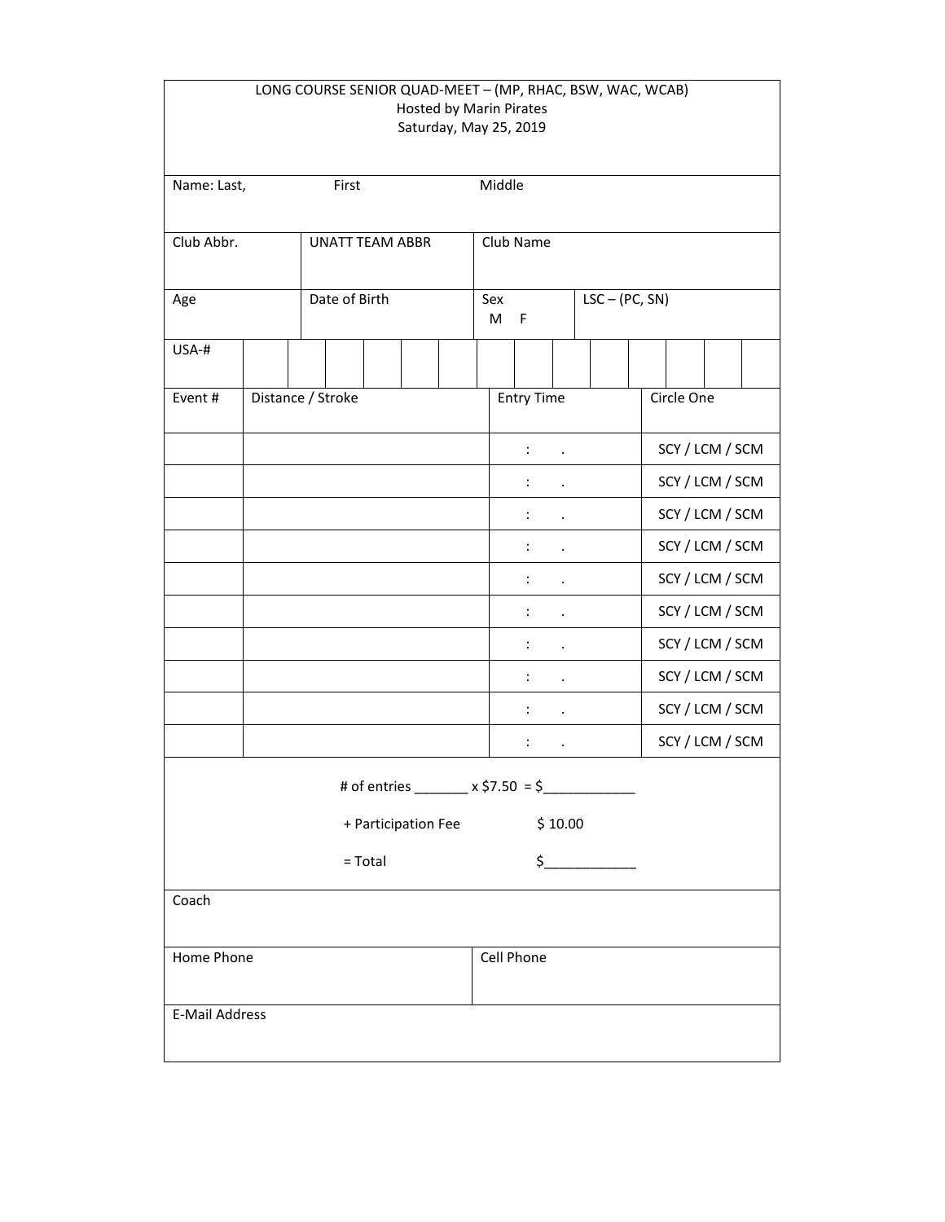LONG COURSE SENIOR QUAD-MEET – (MP, RHAC, BSW, WAC, WCAB)
Hosted by Marin Pirates
Saturday, May 25, 2019

| | | |
|---|---|---|
| Name: Last, | First | Middle |

| | | |
|---|---|---|
| Club Abbr. | UNATT TEAM ABBR | Club Name |

| | | | |
|---|---|---|---|
| Age | Date of Birth | Sex M F | LSC – (PC, SN) |

| | | | | | | | | | | | | | | |
|---|---|---|---|---|---|---|---|---|---|---|---|---|---|---|
| USA-# | | | | | | | | | | | | | | |

| Event # | Distance / Stroke | Entry Time | Circle One |
|---|---|---|---|
| | | : . | SCY / LCM / SCM |
| | | : . | SCY / LCM / SCM |
| | | : . | SCY / LCM / SCM |
| | | : . | SCY / LCM / SCM |
| | | : . | SCY / LCM / SCM |
| | | : . | SCY / LCM / SCM |
| | | : . | SCY / LCM / SCM |
| | | : . | SCY / LCM / SCM |
| | | : . | SCY / LCM / SCM |
| | | : . | SCY / LCM / SCM |

# of entries _______ x $7.50 = $____________

+ Participation Fee $ 10.00

= Total $____________

| |
|---|
| Coach |

| | |
|---|---|
| Home Phone | Cell Phone |

| |
|---|
| E-Mail Address |